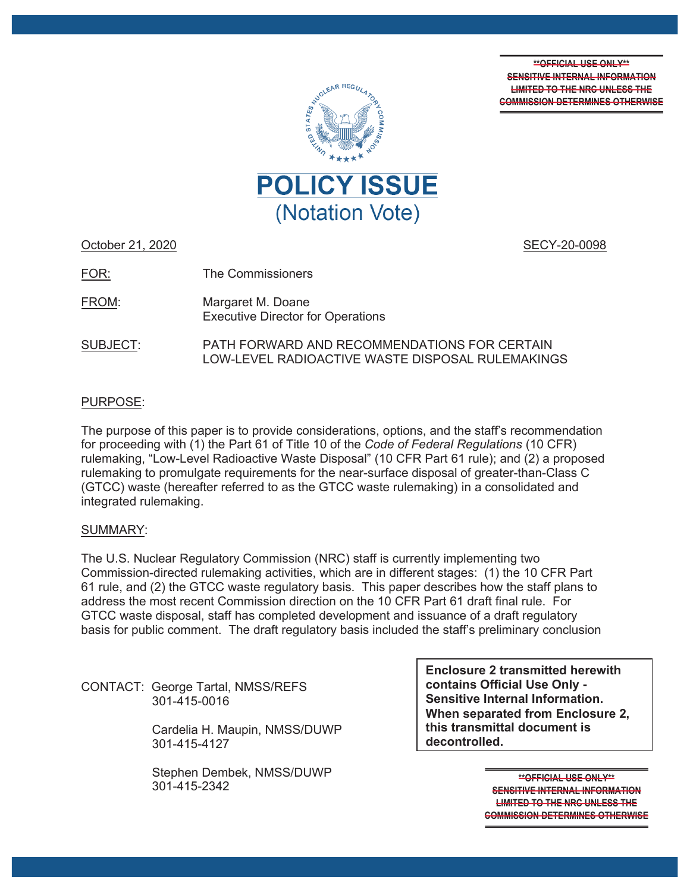~~**OFFICIAL USE ONLY**~~
~~SENSITIVE INTERNAL INFORMATION~~
~~LIMITED TO THE NRC UNLESS THE~~
~~COMMISSION DETERMINES OTHERWISE~~

# POLICY ISSUE
## (Notation Vote)

October 21, 2020 SECY-20-0098

FOR: The Commissioners

FROM: Margaret M. Doane
Executive Director for Operations

SUBJECT: PATH FORWARD AND RECOMMENDATIONS FOR CERTAIN LOW-LEVEL RADIOACTIVE WASTE DISPOSAL RULEMAKINGS

PURPOSE:

The purpose of this paper is to provide considerations, options, and the staff's recommendation for proceeding with (1) the Part 61 of Title 10 of the *Code of Federal Regulations* (10 CFR) rulemaking, "Low-Level Radioactive Waste Disposal" (10 CFR Part 61 rule); and (2) a proposed rulemaking to promulgate requirements for the near-surface disposal of greater-than-Class C (GTCC) waste (hereafter referred to as the GTCC waste rulemaking) in a consolidated and integrated rulemaking.

SUMMARY:

The U.S. Nuclear Regulatory Commission (NRC) staff is currently implementing two Commission-directed rulemaking activities, which are in different stages: (1) the 10 CFR Part 61 rule, and (2) the GTCC waste regulatory basis. This paper describes how the staff plans to address the most recent Commission direction on the 10 CFR Part 61 draft final rule. For GTCC waste disposal, staff has completed development and issuance of a draft regulatory basis for public comment. The draft regulatory basis included the staff's preliminary conclusion

CONTACT: George Tartal, NMSS/REFS
301-415-0016

Cardelia H. Maupin, NMSS/DUWP
301-415-4127

Stephen Dembek, NMSS/DUWP
301-415-2342

**Enclosure 2 transmitted herewith contains Official Use Only - Sensitive Internal Information. When separated from Enclosure 2, this transmittal document is decontrolled.**

~~**OFFICIAL USE ONLY**~~
~~SENSITIVE INTERNAL INFORMATION~~
~~LIMITED TO THE NRC UNLESS THE~~
~~COMMISSION DETERMINES OTHERWISE~~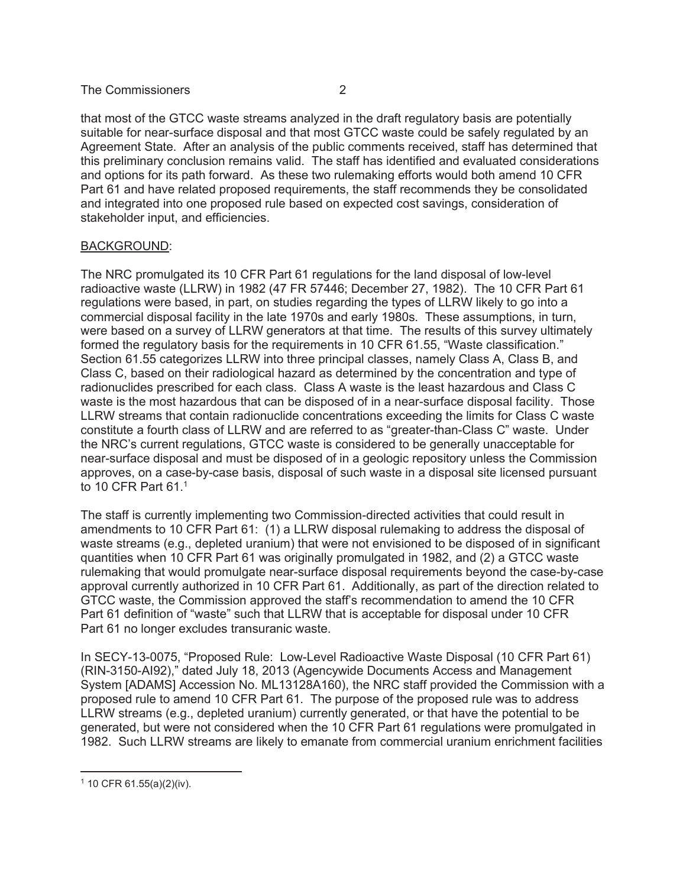that most of the GTCC waste streams analyzed in the draft regulatory basis are potentially suitable for near-surface disposal and that most GTCC waste could be safely regulated by an Agreement State. After an analysis of the public comments received, staff has determined that this preliminary conclusion remains valid. The staff has identified and evaluated considerations and options for its path forward. As these two rulemaking efforts would both amend 10 CFR Part 61 and have related proposed requirements, the staff recommends they be consolidated and integrated into one proposed rule based on expected cost savings, consideration of stakeholder input, and efficiencies.

BACKGROUND:

The NRC promulgated its 10 CFR Part 61 regulations for the land disposal of low-level radioactive waste (LLRW) in 1982 (47 FR 57446; December 27, 1982). The 10 CFR Part 61 regulations were based, in part, on studies regarding the types of LLRW likely to go into a commercial disposal facility in the late 1970s and early 1980s. These assumptions, in turn, were based on a survey of LLRW generators at that time. The results of this survey ultimately formed the regulatory basis for the requirements in 10 CFR 61.55, "Waste classification." Section 61.55 categorizes LLRW into three principal classes, namely Class A, Class B, and Class C, based on their radiological hazard as determined by the concentration and type of radionuclides prescribed for each class. Class A waste is the least hazardous and Class C waste is the most hazardous that can be disposed of in a near-surface disposal facility. Those LLRW streams that contain radionuclide concentrations exceeding the limits for Class C waste constitute a fourth class of LLRW and are referred to as "greater-than-Class C" waste. Under the NRC's current regulations, GTCC waste is considered to be generally unacceptable for near-surface disposal and must be disposed of in a geologic repository unless the Commission approves, on a case-by-case basis, disposal of such waste in a disposal site licensed pursuant to 10 CFR Part 61.[1]

The staff is currently implementing two Commission-directed activities that could result in amendments to 10 CFR Part 61: (1) a LLRW disposal rulemaking to address the disposal of waste streams (e.g., depleted uranium) that were not envisioned to be disposed of in significant quantities when 10 CFR Part 61 was originally promulgated in 1982, and (2) a GTCC waste rulemaking that would promulgate near-surface disposal requirements beyond the case-by-case approval currently authorized in 10 CFR Part 61. Additionally, as part of the direction related to GTCC waste, the Commission approved the staff's recommendation to amend the 10 CFR Part 61 definition of "waste" such that LLRW that is acceptable for disposal under 10 CFR Part 61 no longer excludes transuranic waste.

In SECY-13-0075, "Proposed Rule: Low-Level Radioactive Waste Disposal (10 CFR Part 61) (RIN-3150-AI92)," dated July 18, 2013 (Agencywide Documents Access and Management System [ADAMS] Accession No. ML13128A160), the NRC staff provided the Commission with a proposed rule to amend 10 CFR Part 61. The purpose of the proposed rule was to address LLRW streams (e.g., depleted uranium) currently generated, or that have the potential to be generated, but were not considered when the 10 CFR Part 61 regulations were promulgated in 1982. Such LLRW streams are likely to emanate from commercial uranium enrichment facilities

[1] 10 CFR 61.55(a)(2)(iv).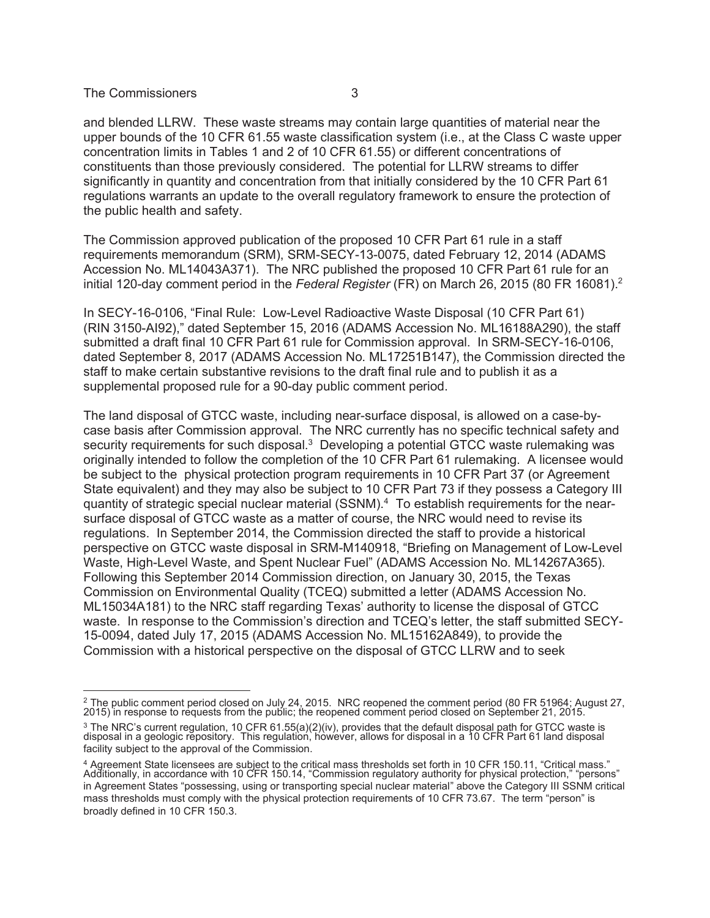and blended LLRW. These waste streams may contain large quantities of material near the upper bounds of the 10 CFR 61.55 waste classification system (i.e., at the Class C waste upper concentration limits in Tables 1 and 2 of 10 CFR 61.55) or different concentrations of constituents than those previously considered. The potential for LLRW streams to differ significantly in quantity and concentration from that initially considered by the 10 CFR Part 61 regulations warrants an update to the overall regulatory framework to ensure the protection of the public health and safety.

The Commission approved publication of the proposed 10 CFR Part 61 rule in a staff requirements memorandum (SRM), SRM-SECY-13-0075, dated February 12, 2014 (ADAMS Accession No. ML14043A371). The NRC published the proposed 10 CFR Part 61 rule for an initial 120-day comment period in the *Federal Register* (FR) on March 26, 2015 (80 FR 16081).[2]

In SECY-16-0106, "Final Rule: Low-Level Radioactive Waste Disposal (10 CFR Part 61) (RIN 3150-AI92)," dated September 15, 2016 (ADAMS Accession No. ML16188A290), the staff submitted a draft final 10 CFR Part 61 rule for Commission approval. In SRM-SECY-16-0106, dated September 8, 2017 (ADAMS Accession No. ML17251B147), the Commission directed the staff to make certain substantive revisions to the draft final rule and to publish it as a supplemental proposed rule for a 90-day public comment period.

The land disposal of GTCC waste, including near-surface disposal, is allowed on a case-by-case basis after Commission approval. The NRC currently has no specific technical safety and security requirements for such disposal.[3] Developing a potential GTCC waste rulemaking was originally intended to follow the completion of the 10 CFR Part 61 rulemaking. A licensee would be subject to the physical protection program requirements in 10 CFR Part 37 (or Agreement State equivalent) and they may also be subject to 10 CFR Part 73 if they possess a Category III quantity of strategic special nuclear material (SSNM).[4] To establish requirements for the near-surface disposal of GTCC waste as a matter of course, the NRC would need to revise its regulations. In September 2014, the Commission directed the staff to provide a historical perspective on GTCC waste disposal in SRM-M140918, "Briefing on Management of Low-Level Waste, High-Level Waste, and Spent Nuclear Fuel" (ADAMS Accession No. ML14267A365). Following this September 2014 Commission direction, on January 30, 2015, the Texas Commission on Environmental Quality (TCEQ) submitted a letter (ADAMS Accession No. ML15034A181) to the NRC staff regarding Texas' authority to license the disposal of GTCC waste. In response to the Commission's direction and TCEQ's letter, the staff submitted SECY-15-0094, dated July 17, 2015 (ADAMS Accession No. ML15162A849), to provide the Commission with a historical perspective on the disposal of GTCC LLRW and to seek

---

[2] The public comment period closed on July 24, 2015. NRC reopened the comment period (80 FR 51964; August 27, 2015) in response to requests from the public; the reopened comment period closed on September 21, 2015.

[3] The NRC's current regulation, 10 CFR 61.55(a)(2)(iv), provides that the default disposal path for GTCC waste is disposal in a geologic repository. This regulation, however, allows for disposal in a 10 CFR Part 61 land disposal facility subject to the approval of the Commission.

[4] Agreement State licensees are subject to the critical mass thresholds set forth in 10 CFR 150.11, "Critical mass." Additionally, in accordance with 10 CFR 150.14, "Commission regulatory authority for physical protection," "persons" in Agreement States "possessing, using or transporting special nuclear material" above the Category III SSNM critical mass thresholds must comply with the physical protection requirements of 10 CFR 73.67. The term "person" is broadly defined in 10 CFR 150.3.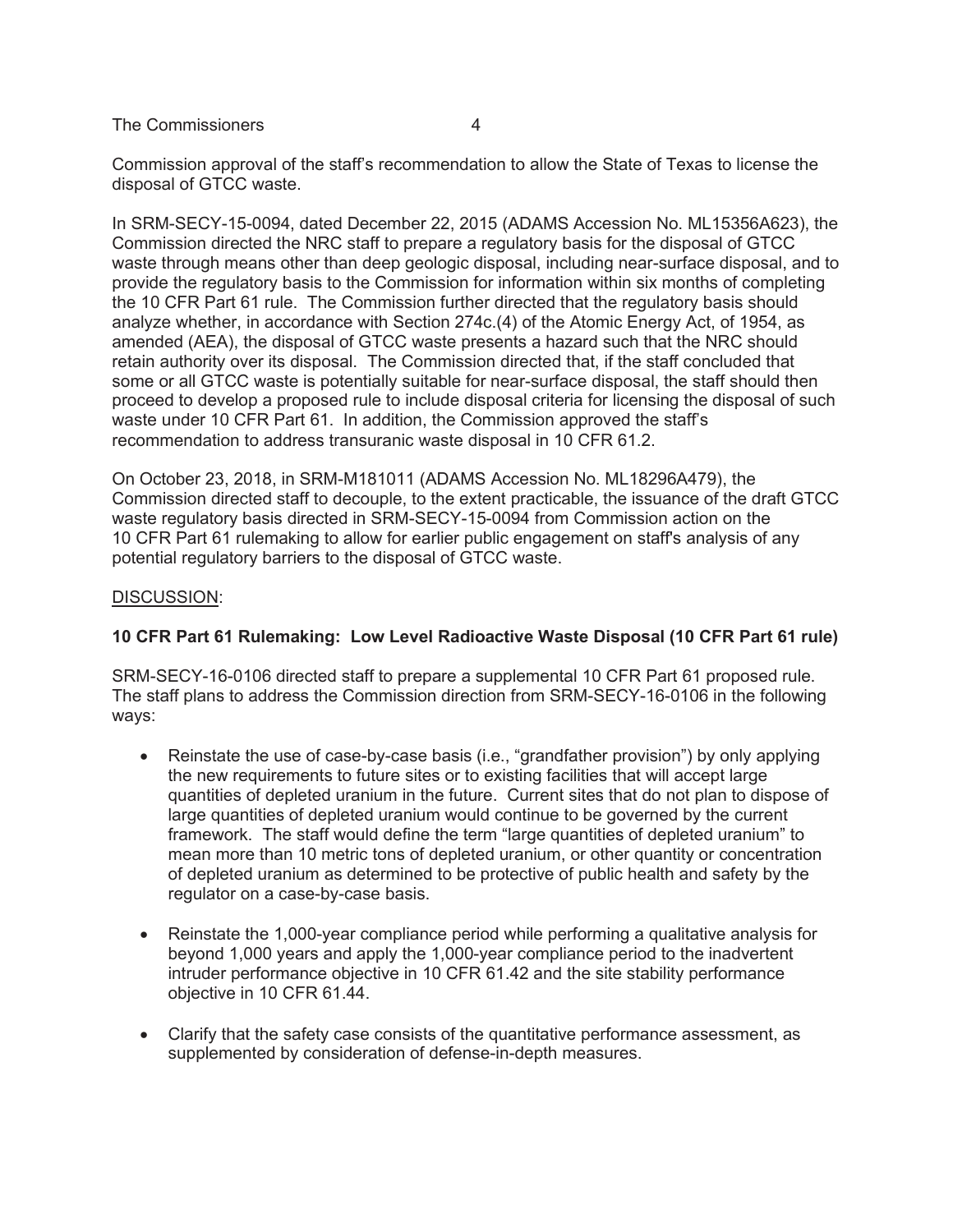Commission approval of the staff's recommendation to allow the State of Texas to license the disposal of GTCC waste.

In SRM-SECY-15-0094, dated December 22, 2015 (ADAMS Accession No. ML15356A623), the Commission directed the NRC staff to prepare a regulatory basis for the disposal of GTCC waste through means other than deep geologic disposal, including near-surface disposal, and to provide the regulatory basis to the Commission for information within six months of completing the 10 CFR Part 61 rule. The Commission further directed that the regulatory basis should analyze whether, in accordance with Section 274c.(4) of the Atomic Energy Act, of 1954, as amended (AEA), the disposal of GTCC waste presents a hazard such that the NRC should retain authority over its disposal. The Commission directed that, if the staff concluded that some or all GTCC waste is potentially suitable for near-surface disposal, the staff should then proceed to develop a proposed rule to include disposal criteria for licensing the disposal of such waste under 10 CFR Part 61. In addition, the Commission approved the staff's recommendation to address transuranic waste disposal in 10 CFR 61.2.

On October 23, 2018, in SRM-M181011 (ADAMS Accession No. ML18296A479), the Commission directed staff to decouple, to the extent practicable, the issuance of the draft GTCC waste regulatory basis directed in SRM-SECY-15-0094 from Commission action on the 10 CFR Part 61 rulemaking to allow for earlier public engagement on staff's analysis of any potential regulatory barriers to the disposal of GTCC waste.

## DISCUSSION:

### 10 CFR Part 61 Rulemaking: Low Level Radioactive Waste Disposal (10 CFR Part 61 rule)

SRM-SECY-16-0106 directed staff to prepare a supplemental 10 CFR Part 61 proposed rule. The staff plans to address the Commission direction from SRM-SECY-16-0106 in the following ways:

- Reinstate the use of case-by-case basis (i.e., "grandfather provision") by only applying the new requirements to future sites or to existing facilities that will accept large quantities of depleted uranium in the future. Current sites that do not plan to dispose of large quantities of depleted uranium would continue to be governed by the current framework. The staff would define the term "large quantities of depleted uranium" to mean more than 10 metric tons of depleted uranium, or other quantity or concentration of depleted uranium as determined to be protective of public health and safety by the regulator on a case-by-case basis.

- Reinstate the 1,000-year compliance period while performing a qualitative analysis for beyond 1,000 years and apply the 1,000-year compliance period to the inadvertent intruder performance objective in 10 CFR 61.42 and the site stability performance objective in 10 CFR 61.44.

- Clarify that the safety case consists of the quantitative performance assessment, as supplemented by consideration of defense-in-depth measures.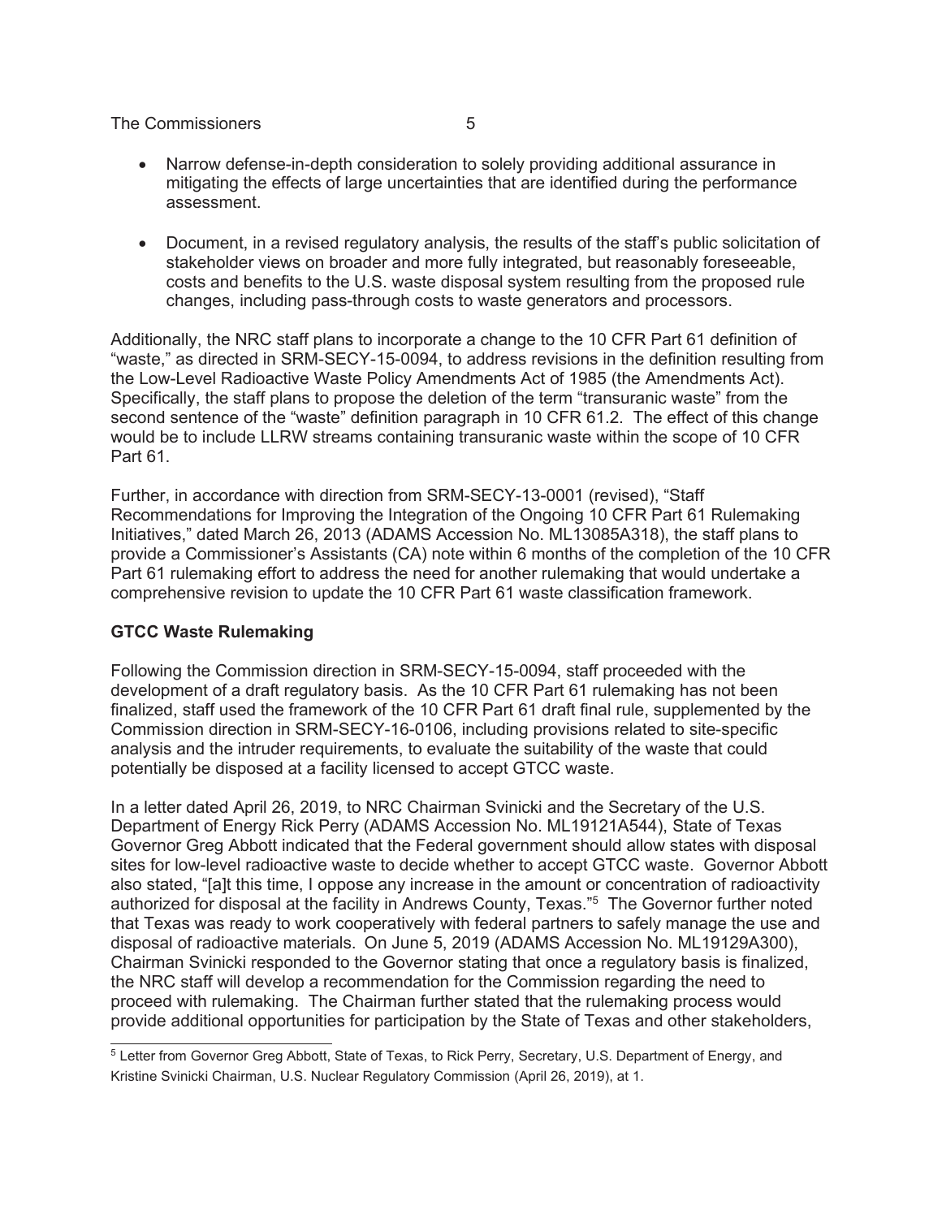- Narrow defense-in-depth consideration to solely providing additional assurance in mitigating the effects of large uncertainties that are identified during the performance assessment.

- Document, in a revised regulatory analysis, the results of the staff's public solicitation of stakeholder views on broader and more fully integrated, but reasonably foreseeable, costs and benefits to the U.S. waste disposal system resulting from the proposed rule changes, including pass-through costs to waste generators and processors.

Additionally, the NRC staff plans to incorporate a change to the 10 CFR Part 61 definition of "waste," as directed in SRM-SECY-15-0094, to address revisions in the definition resulting from the Low-Level Radioactive Waste Policy Amendments Act of 1985 (the Amendments Act). Specifically, the staff plans to propose the deletion of the term "transuranic waste" from the second sentence of the "waste" definition paragraph in 10 CFR 61.2. The effect of this change would be to include LLRW streams containing transuranic waste within the scope of 10 CFR Part 61.

Further, in accordance with direction from SRM-SECY-13-0001 (revised), "Staff Recommendations for Improving the Integration of the Ongoing 10 CFR Part 61 Rulemaking Initiatives," dated March 26, 2013 (ADAMS Accession No. ML13085A318), the staff plans to provide a Commissioner's Assistants (CA) note within 6 months of the completion of the 10 CFR Part 61 rulemaking effort to address the need for another rulemaking that would undertake a comprehensive revision to update the 10 CFR Part 61 waste classification framework.

**GTCC Waste Rulemaking**

Following the Commission direction in SRM-SECY-15-0094, staff proceeded with the development of a draft regulatory basis. As the 10 CFR Part 61 rulemaking has not been finalized, staff used the framework of the 10 CFR Part 61 draft final rule, supplemented by the Commission direction in SRM-SECY-16-0106, including provisions related to site-specific analysis and the intruder requirements, to evaluate the suitability of the waste that could potentially be disposed at a facility licensed to accept GTCC waste.

In a letter dated April 26, 2019, to NRC Chairman Svinicki and the Secretary of the U.S. Department of Energy Rick Perry (ADAMS Accession No. ML19121A544), State of Texas Governor Greg Abbott indicated that the Federal government should allow states with disposal sites for low-level radioactive waste to decide whether to accept GTCC waste. Governor Abbott also stated, "[a]t this time, I oppose any increase in the amount or concentration of radioactivity authorized for disposal at the facility in Andrews County, Texas."[5] The Governor further noted that Texas was ready to work cooperatively with federal partners to safely manage the use and disposal of radioactive materials. On June 5, 2019 (ADAMS Accession No. ML19129A300), Chairman Svinicki responded to the Governor stating that once a regulatory basis is finalized, the NRC staff will develop a recommendation for the Commission regarding the need to proceed with rulemaking. The Chairman further stated that the rulemaking process would provide additional opportunities for participation by the State of Texas and other stakeholders,

[5] Letter from Governor Greg Abbott, State of Texas, to Rick Perry, Secretary, U.S. Department of Energy, and Kristine Svinicki Chairman, U.S. Nuclear Regulatory Commission (April 26, 2019), at 1.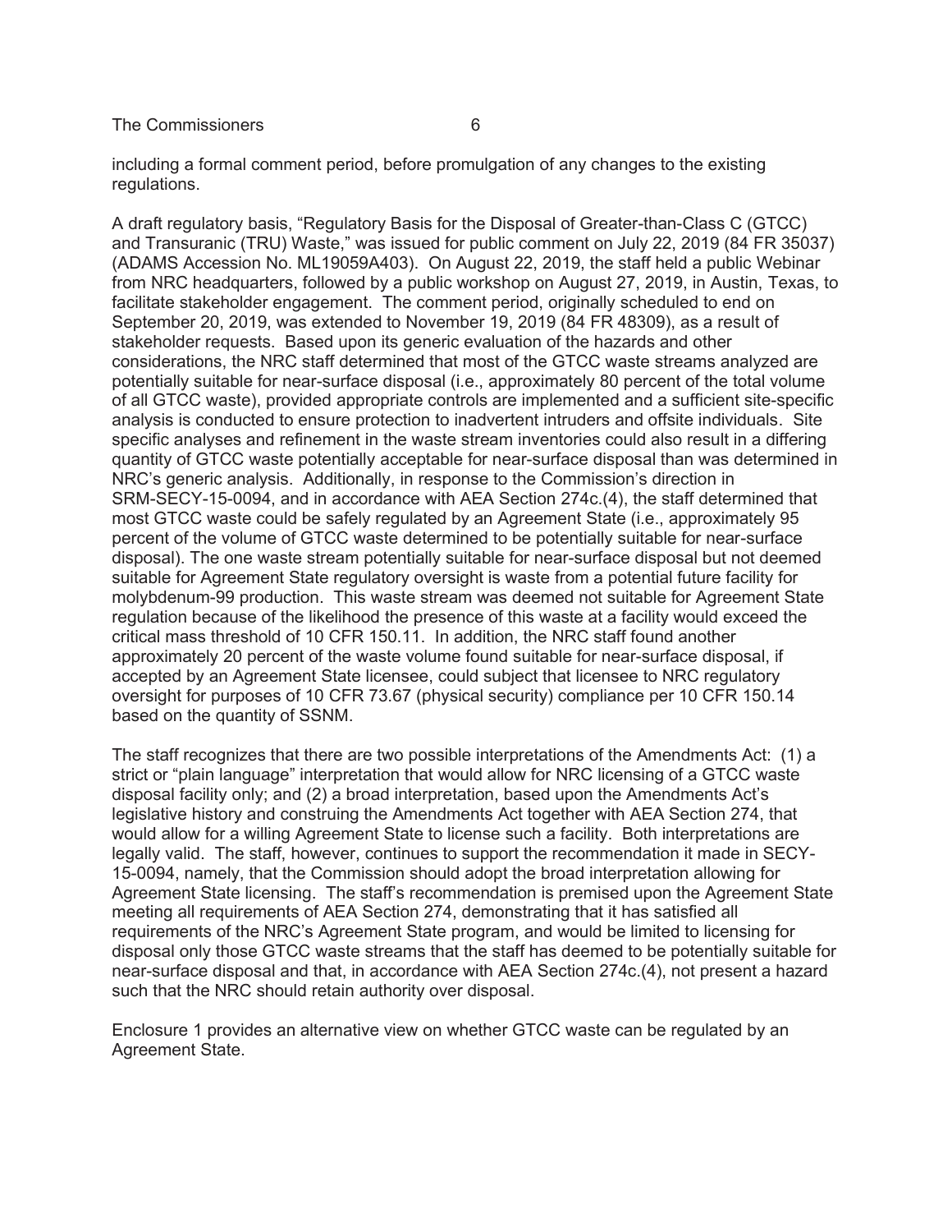including a formal comment period, before promulgation of any changes to the existing regulations.

A draft regulatory basis, "Regulatory Basis for the Disposal of Greater-than-Class C (GTCC) and Transuranic (TRU) Waste," was issued for public comment on July 22, 2019 (84 FR 35037) (ADAMS Accession No. ML19059A403). On August 22, 2019, the staff held a public Webinar from NRC headquarters, followed by a public workshop on August 27, 2019, in Austin, Texas, to facilitate stakeholder engagement. The comment period, originally scheduled to end on September 20, 2019, was extended to November 19, 2019 (84 FR 48309), as a result of stakeholder requests. Based upon its generic evaluation of the hazards and other considerations, the NRC staff determined that most of the GTCC waste streams analyzed are potentially suitable for near-surface disposal (i.e., approximately 80 percent of the total volume of all GTCC waste), provided appropriate controls are implemented and a sufficient site-specific analysis is conducted to ensure protection to inadvertent intruders and offsite individuals. Site specific analyses and refinement in the waste stream inventories could also result in a differing quantity of GTCC waste potentially acceptable for near-surface disposal than was determined in NRC's generic analysis. Additionally, in response to the Commission's direction in SRM-SECY-15-0094, and in accordance with AEA Section 274c.(4), the staff determined that most GTCC waste could be safely regulated by an Agreement State (i.e., approximately 95 percent of the volume of GTCC waste determined to be potentially suitable for near-surface disposal). The one waste stream potentially suitable for near-surface disposal but not deemed suitable for Agreement State regulatory oversight is waste from a potential future facility for molybdenum-99 production. This waste stream was deemed not suitable for Agreement State regulation because of the likelihood the presence of this waste at a facility would exceed the critical mass threshold of 10 CFR 150.11. In addition, the NRC staff found another approximately 20 percent of the waste volume found suitable for near-surface disposal, if accepted by an Agreement State licensee, could subject that licensee to NRC regulatory oversight for purposes of 10 CFR 73.67 (physical security) compliance per 10 CFR 150.14 based on the quantity of SSNM.

The staff recognizes that there are two possible interpretations of the Amendments Act: (1) a strict or "plain language" interpretation that would allow for NRC licensing of a GTCC waste disposal facility only; and (2) a broad interpretation, based upon the Amendments Act's legislative history and construing the Amendments Act together with AEA Section 274, that would allow for a willing Agreement State to license such a facility. Both interpretations are legally valid. The staff, however, continues to support the recommendation it made in SECY-15-0094, namely, that the Commission should adopt the broad interpretation allowing for Agreement State licensing. The staff's recommendation is premised upon the Agreement State meeting all requirements of AEA Section 274, demonstrating that it has satisfied all requirements of the NRC's Agreement State program, and would be limited to licensing for disposal only those GTCC waste streams that the staff has deemed to be potentially suitable for near-surface disposal and that, in accordance with AEA Section 274c.(4), not present a hazard such that the NRC should retain authority over disposal.

Enclosure 1 provides an alternative view on whether GTCC waste can be regulated by an Agreement State.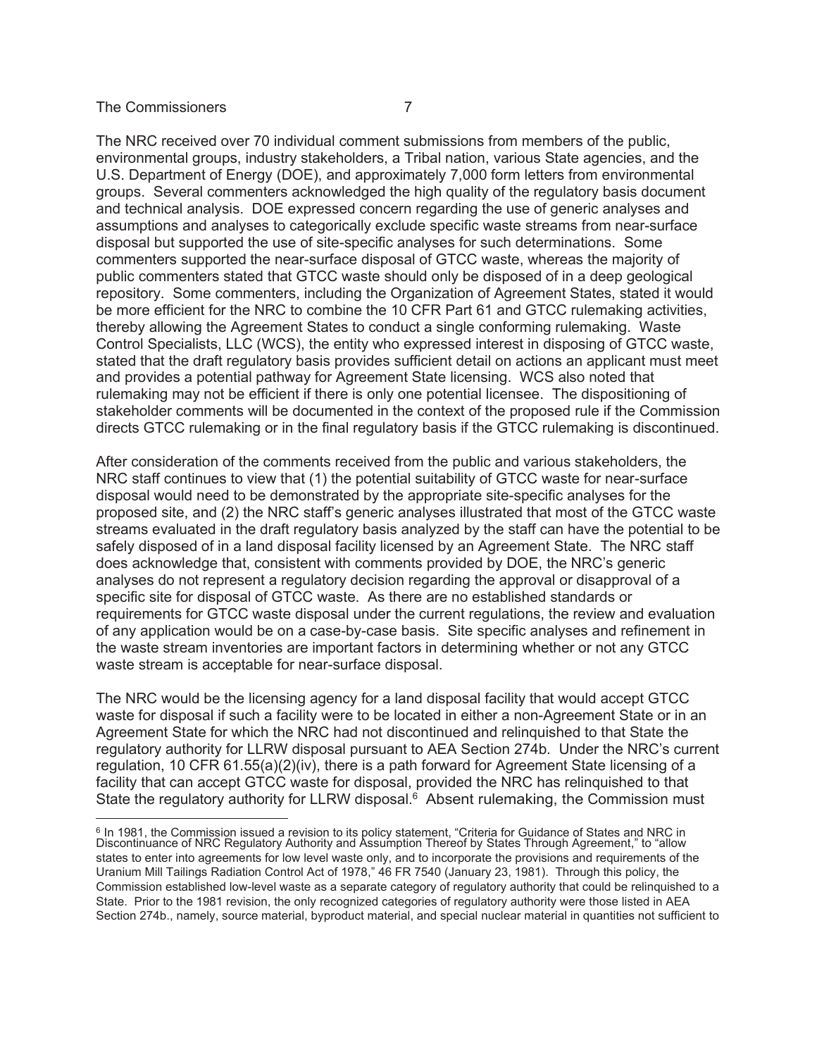The NRC received over 70 individual comment submissions from members of the public, environmental groups, industry stakeholders, a Tribal nation, various State agencies, and the U.S. Department of Energy (DOE), and approximately 7,000 form letters from environmental groups. Several commenters acknowledged the high quality of the regulatory basis document and technical analysis. DOE expressed concern regarding the use of generic analyses and assumptions and analyses to categorically exclude specific waste streams from near-surface disposal but supported the use of site-specific analyses for such determinations. Some commenters supported the near-surface disposal of GTCC waste, whereas the majority of public commenters stated that GTCC waste should only be disposed of in a deep geological repository. Some commenters, including the Organization of Agreement States, stated it would be more efficient for the NRC to combine the 10 CFR Part 61 and GTCC rulemaking activities, thereby allowing the Agreement States to conduct a single conforming rulemaking. Waste Control Specialists, LLC (WCS), the entity who expressed interest in disposing of GTCC waste, stated that the draft regulatory basis provides sufficient detail on actions an applicant must meet and provides a potential pathway for Agreement State licensing. WCS also noted that rulemaking may not be efficient if there is only one potential licensee. The dispositioning of stakeholder comments will be documented in the context of the proposed rule if the Commission directs GTCC rulemaking or in the final regulatory basis if the GTCC rulemaking is discontinued.

After consideration of the comments received from the public and various stakeholders, the NRC staff continues to view that (1) the potential suitability of GTCC waste for near-surface disposal would need to be demonstrated by the appropriate site-specific analyses for the proposed site, and (2) the NRC staff's generic analyses illustrated that most of the GTCC waste streams evaluated in the draft regulatory basis analyzed by the staff can have the potential to be safely disposed of in a land disposal facility licensed by an Agreement State. The NRC staff does acknowledge that, consistent with comments provided by DOE, the NRC's generic analyses do not represent a regulatory decision regarding the approval or disapproval of a specific site for disposal of GTCC waste. As there are no established standards or requirements for GTCC waste disposal under the current regulations, the review and evaluation of any application would be on a case-by-case basis. Site specific analyses and refinement in the waste stream inventories are important factors in determining whether or not any GTCC waste stream is acceptable for near-surface disposal.

The NRC would be the licensing agency for a land disposal facility that would accept GTCC waste for disposal if such a facility were to be located in either a non-Agreement State or in an Agreement State for which the NRC had not discontinued and relinquished to that State the regulatory authority for LLRW disposal pursuant to AEA Section 274b. Under the NRC's current regulation, 10 CFR 61.55(a)(2)(iv), there is a path forward for Agreement State licensing of a facility that can accept GTCC waste for disposal, provided the NRC has relinquished to that State the regulatory authority for LLRW disposal.[6] Absent rulemaking, the Commission must

[6] In 1981, the Commission issued a revision to its policy statement, "Criteria for Guidance of States and NRC in Discontinuance of NRC Regulatory Authority and Assumption Thereof by States Through Agreement," to "allow states to enter into agreements for low level waste only, and to incorporate the provisions and requirements of the Uranium Mill Tailings Radiation Control Act of 1978," 46 FR 7540 (January 23, 1981). Through this policy, the Commission established low-level waste as a separate category of regulatory authority that could be relinquished to a State. Prior to the 1981 revision, the only recognized categories of regulatory authority were those listed in AEA Section 274b., namely, source material, byproduct material, and special nuclear material in quantities not sufficient to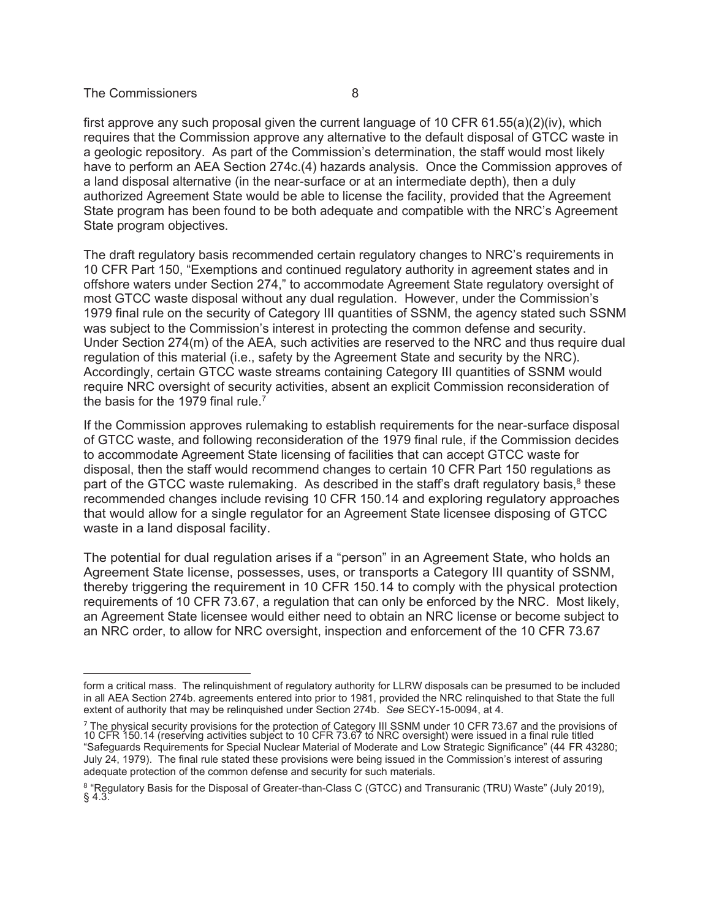first approve any such proposal given the current language of 10 CFR 61.55(a)(2)(iv), which requires that the Commission approve any alternative to the default disposal of GTCC waste in a geologic repository. As part of the Commission's determination, the staff would most likely have to perform an AEA Section 274c.(4) hazards analysis. Once the Commission approves of a land disposal alternative (in the near-surface or at an intermediate depth), then a duly authorized Agreement State would be able to license the facility, provided that the Agreement State program has been found to be both adequate and compatible with the NRC's Agreement State program objectives.

The draft regulatory basis recommended certain regulatory changes to NRC's requirements in 10 CFR Part 150, "Exemptions and continued regulatory authority in agreement states and in offshore waters under Section 274," to accommodate Agreement State regulatory oversight of most GTCC waste disposal without any dual regulation. However, under the Commission's 1979 final rule on the security of Category III quantities of SSNM, the agency stated such SSNM was subject to the Commission's interest in protecting the common defense and security. Under Section 274(m) of the AEA, such activities are reserved to the NRC and thus require dual regulation of this material (i.e., safety by the Agreement State and security by the NRC). Accordingly, certain GTCC waste streams containing Category III quantities of SSNM would require NRC oversight of security activities, absent an explicit Commission reconsideration of the basis for the 1979 final rule.[7]

If the Commission approves rulemaking to establish requirements for the near-surface disposal of GTCC waste, and following reconsideration of the 1979 final rule, if the Commission decides to accommodate Agreement State licensing of facilities that can accept GTCC waste for disposal, then the staff would recommend changes to certain 10 CFR Part 150 regulations as part of the GTCC waste rulemaking. As described in the staff's draft regulatory basis,[8] these recommended changes include revising 10 CFR 150.14 and exploring regulatory approaches that would allow for a single regulator for an Agreement State licensee disposing of GTCC waste in a land disposal facility.

The potential for dual regulation arises if a "person" in an Agreement State, who holds an Agreement State license, possesses, uses, or transports a Category III quantity of SSNM, thereby triggering the requirement in 10 CFR 150.14 to comply with the physical protection requirements of 10 CFR 73.67, a regulation that can only be enforced by the NRC. Most likely, an Agreement State licensee would either need to obtain an NRC license or become subject to an NRC order, to allow for NRC oversight, inspection and enforcement of the 10 CFR 73.67

---

form a critical mass. The relinquishment of regulatory authority for LLRW disposals can be presumed to be included in all AEA Section 274b. agreements entered into prior to 1981, provided the NRC relinquished to that State the full extent of authority that may be relinquished under Section 274b. *See* SECY-15-0094, at 4.

[7] The physical security provisions for the protection of Category III SSNM under 10 CFR 73.67 and the provisions of 10 CFR 150.14 (reserving activities subject to 10 CFR 73.67 to NRC oversight) were issued in a final rule titled "Safeguards Requirements for Special Nuclear Material of Moderate and Low Strategic Significance" (44 FR 43280; July 24, 1979). The final rule stated these provisions were being issued in the Commission's interest of assuring adequate protection of the common defense and security for such materials.

[8] "Regulatory Basis for the Disposal of Greater-than-Class C (GTCC) and Transuranic (TRU) Waste" (July 2019), § 4.3.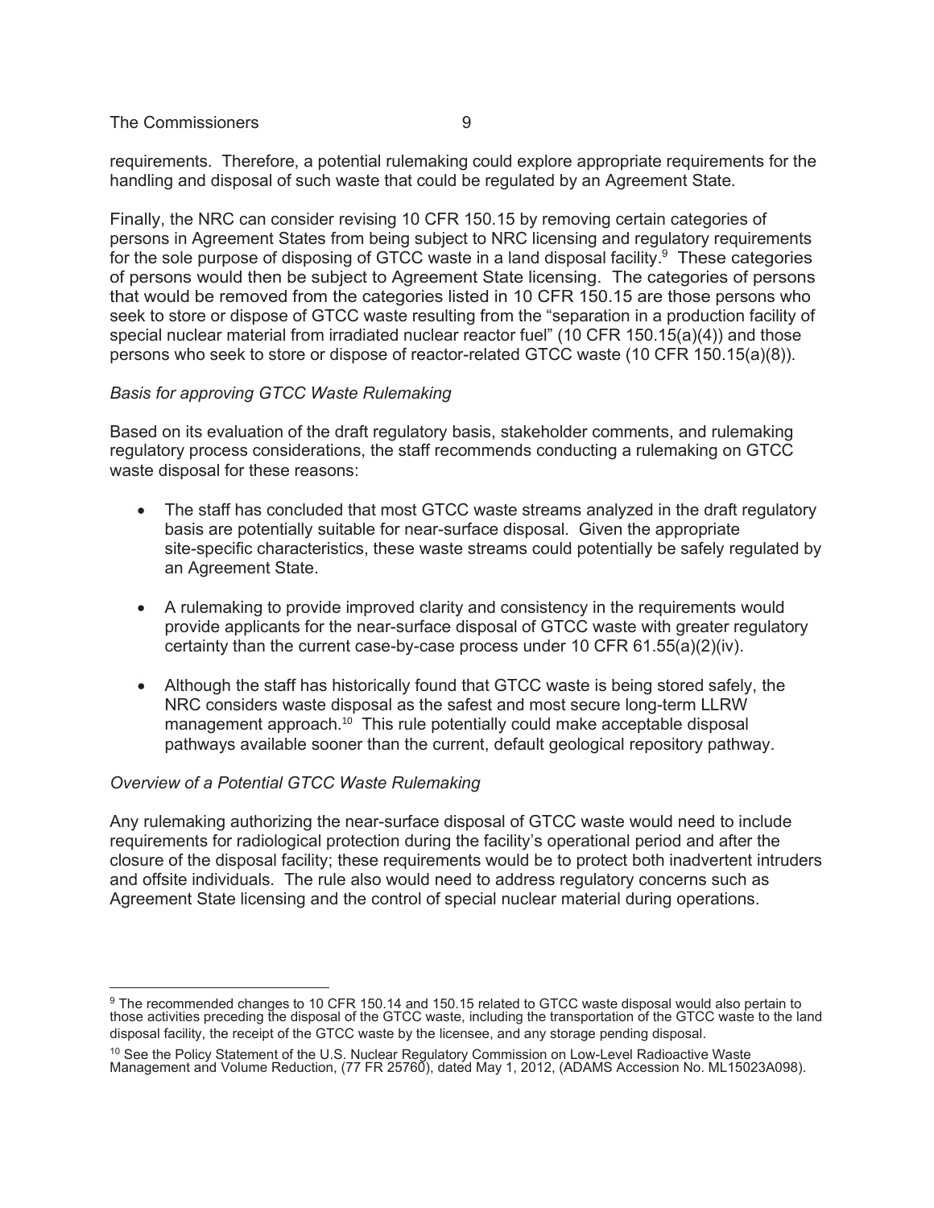requirements. Therefore, a potential rulemaking could explore appropriate requirements for the handling and disposal of such waste that could be regulated by an Agreement State.

Finally, the NRC can consider revising 10 CFR 150.15 by removing certain categories of persons in Agreement States from being subject to NRC licensing and regulatory requirements for the sole purpose of disposing of GTCC waste in a land disposal facility.[9] These categories of persons would then be subject to Agreement State licensing. The categories of persons that would be removed from the categories listed in 10 CFR 150.15 are those persons who seek to store or dispose of GTCC waste resulting from the "separation in a production facility of special nuclear material from irradiated nuclear reactor fuel" (10 CFR 150.15(a)(4)) and those persons who seek to store or dispose of reactor-related GTCC waste (10 CFR 150.15(a)(8)).

*Basis for approving GTCC Waste Rulemaking*

Based on its evaluation of the draft regulatory basis, stakeholder comments, and rulemaking regulatory process considerations, the staff recommends conducting a rulemaking on GTCC waste disposal for these reasons:

- The staff has concluded that most GTCC waste streams analyzed in the draft regulatory basis are potentially suitable for near-surface disposal. Given the appropriate site-specific characteristics, these waste streams could potentially be safely regulated by an Agreement State.
- A rulemaking to provide improved clarity and consistency in the requirements would provide applicants for the near-surface disposal of GTCC waste with greater regulatory certainty than the current case-by-case process under 10 CFR 61.55(a)(2)(iv).
- Although the staff has historically found that GTCC waste is being stored safely, the NRC considers waste disposal as the safest and most secure long-term LLRW management approach.[10] This rule potentially could make acceptable disposal pathways available sooner than the current, default geological repository pathway.

*Overview of a Potential GTCC Waste Rulemaking*

Any rulemaking authorizing the near-surface disposal of GTCC waste would need to include requirements for radiological protection during the facility's operational period and after the closure of the disposal facility; these requirements would be to protect both inadvertent intruders and offsite individuals. The rule also would need to address regulatory concerns such as Agreement State licensing and the control of special nuclear material during operations.

---

[9] The recommended changes to 10 CFR 150.14 and 150.15 related to GTCC waste disposal would also pertain to those activities preceding the disposal of the GTCC waste, including the transportation of the GTCC waste to the land disposal facility, the receipt of the GTCC waste by the licensee, and any storage pending disposal.

[10] See the Policy Statement of the U.S. Nuclear Regulatory Commission on Low-Level Radioactive Waste Management and Volume Reduction, (77 FR 25760), dated May 1, 2012, (ADAMS Accession No. ML15023A098).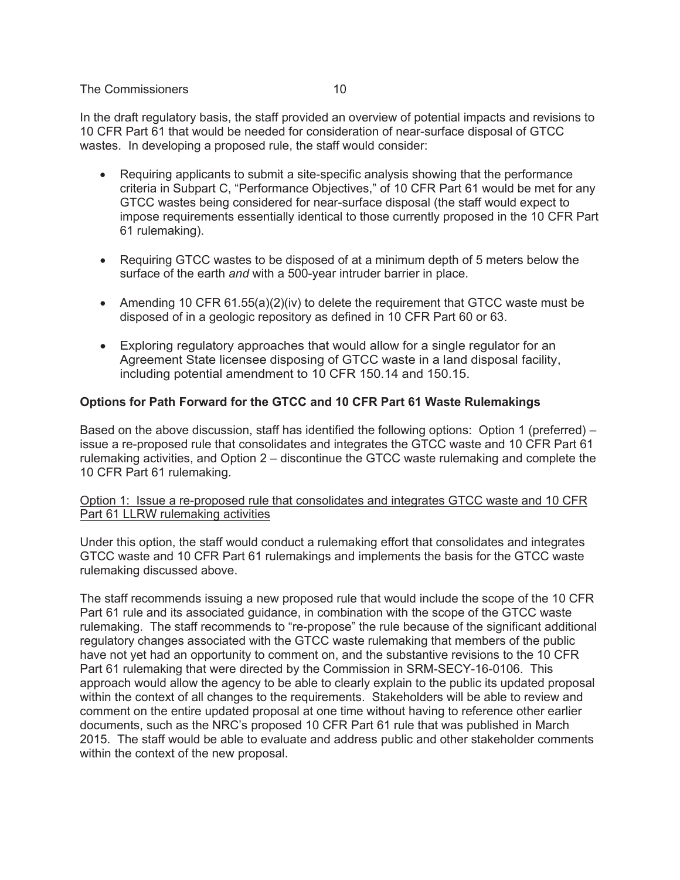In the draft regulatory basis, the staff provided an overview of potential impacts and revisions to 10 CFR Part 61 that would be needed for consideration of near-surface disposal of GTCC wastes. In developing a proposed rule, the staff would consider:

- Requiring applicants to submit a site-specific analysis showing that the performance criteria in Subpart C, "Performance Objectives," of 10 CFR Part 61 would be met for any GTCC wastes being considered for near-surface disposal (the staff would expect to impose requirements essentially identical to those currently proposed in the 10 CFR Part 61 rulemaking).

- Requiring GTCC wastes to be disposed of at a minimum depth of 5 meters below the surface of the earth *and* with a 500-year intruder barrier in place.

- Amending 10 CFR 61.55(a)(2)(iv) to delete the requirement that GTCC waste must be disposed of in a geologic repository as defined in 10 CFR Part 60 or 63.

- Exploring regulatory approaches that would allow for a single regulator for an Agreement State licensee disposing of GTCC waste in a land disposal facility, including potential amendment to 10 CFR 150.14 and 150.15.

**Options for Path Forward for the GTCC and 10 CFR Part 61 Waste Rulemakings**

Based on the above discussion, staff has identified the following options: Option 1 (preferred) – issue a re-proposed rule that consolidates and integrates the GTCC waste and 10 CFR Part 61 rulemaking activities, and Option 2 – discontinue the GTCC waste rulemaking and complete the 10 CFR Part 61 rulemaking.

Option 1: Issue a re-proposed rule that consolidates and integrates GTCC waste and 10 CFR Part 61 LLRW rulemaking activities

Under this option, the staff would conduct a rulemaking effort that consolidates and integrates GTCC waste and 10 CFR Part 61 rulemakings and implements the basis for the GTCC waste rulemaking discussed above.

The staff recommends issuing a new proposed rule that would include the scope of the 10 CFR Part 61 rule and its associated guidance, in combination with the scope of the GTCC waste rulemaking. The staff recommends to "re-propose" the rule because of the significant additional regulatory changes associated with the GTCC waste rulemaking that members of the public have not yet had an opportunity to comment on, and the substantive revisions to the 10 CFR Part 61 rulemaking that were directed by the Commission in SRM-SECY-16-0106. This approach would allow the agency to be able to clearly explain to the public its updated proposal within the context of all changes to the requirements. Stakeholders will be able to review and comment on the entire updated proposal at one time without having to reference other earlier documents, such as the NRC's proposed 10 CFR Part 61 rule that was published in March 2015. The staff would be able to evaluate and address public and other stakeholder comments within the context of the new proposal.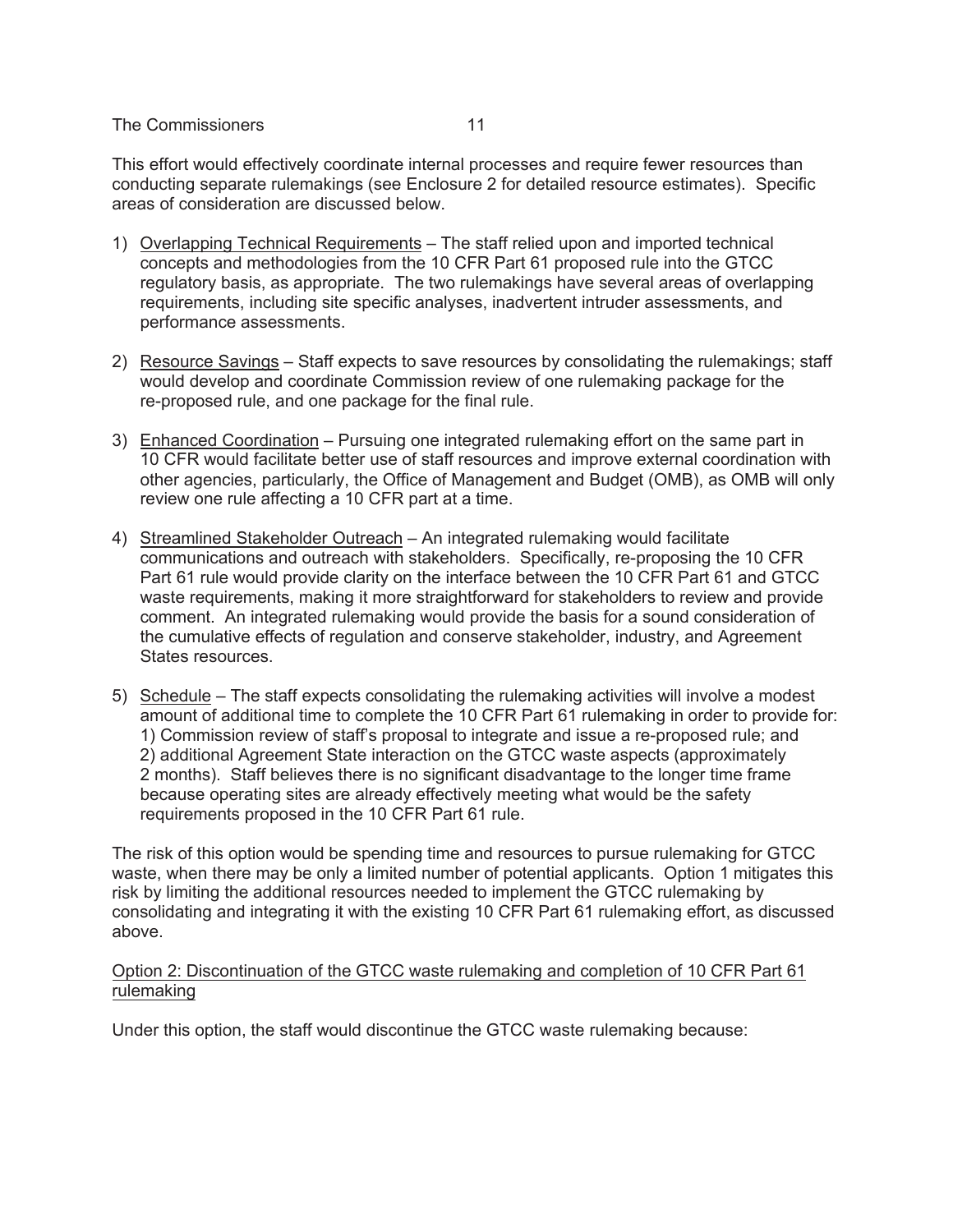This effort would effectively coordinate internal processes and require fewer resources than conducting separate rulemakings (see Enclosure 2 for detailed resource estimates). Specific areas of consideration are discussed below.

1) Overlapping Technical Requirements – The staff relied upon and imported technical concepts and methodologies from the 10 CFR Part 61 proposed rule into the GTCC regulatory basis, as appropriate. The two rulemakings have several areas of overlapping requirements, including site specific analyses, inadvertent intruder assessments, and performance assessments.

2) Resource Savings – Staff expects to save resources by consolidating the rulemakings; staff would develop and coordinate Commission review of one rulemaking package for the re-proposed rule, and one package for the final rule.

3) Enhanced Coordination – Pursuing one integrated rulemaking effort on the same part in 10 CFR would facilitate better use of staff resources and improve external coordination with other agencies, particularly, the Office of Management and Budget (OMB), as OMB will only review one rule affecting a 10 CFR part at a time.

4) Streamlined Stakeholder Outreach – An integrated rulemaking would facilitate communications and outreach with stakeholders. Specifically, re-proposing the 10 CFR Part 61 rule would provide clarity on the interface between the 10 CFR Part 61 and GTCC waste requirements, making it more straightforward for stakeholders to review and provide comment. An integrated rulemaking would provide the basis for a sound consideration of the cumulative effects of regulation and conserve stakeholder, industry, and Agreement States resources.

5) Schedule – The staff expects consolidating the rulemaking activities will involve a modest amount of additional time to complete the 10 CFR Part 61 rulemaking in order to provide for: 1) Commission review of staff's proposal to integrate and issue a re-proposed rule; and 2) additional Agreement State interaction on the GTCC waste aspects (approximately 2 months). Staff believes there is no significant disadvantage to the longer time frame because operating sites are already effectively meeting what would be the safety requirements proposed in the 10 CFR Part 61 rule.

The risk of this option would be spending time and resources to pursue rulemaking for GTCC waste, when there may be only a limited number of potential applicants. Option 1 mitigates this risk by limiting the additional resources needed to implement the GTCC rulemaking by consolidating and integrating it with the existing 10 CFR Part 61 rulemaking effort, as discussed above.

Option 2: Discontinuation of the GTCC waste rulemaking and completion of 10 CFR Part 61 rulemaking

Under this option, the staff would discontinue the GTCC waste rulemaking because: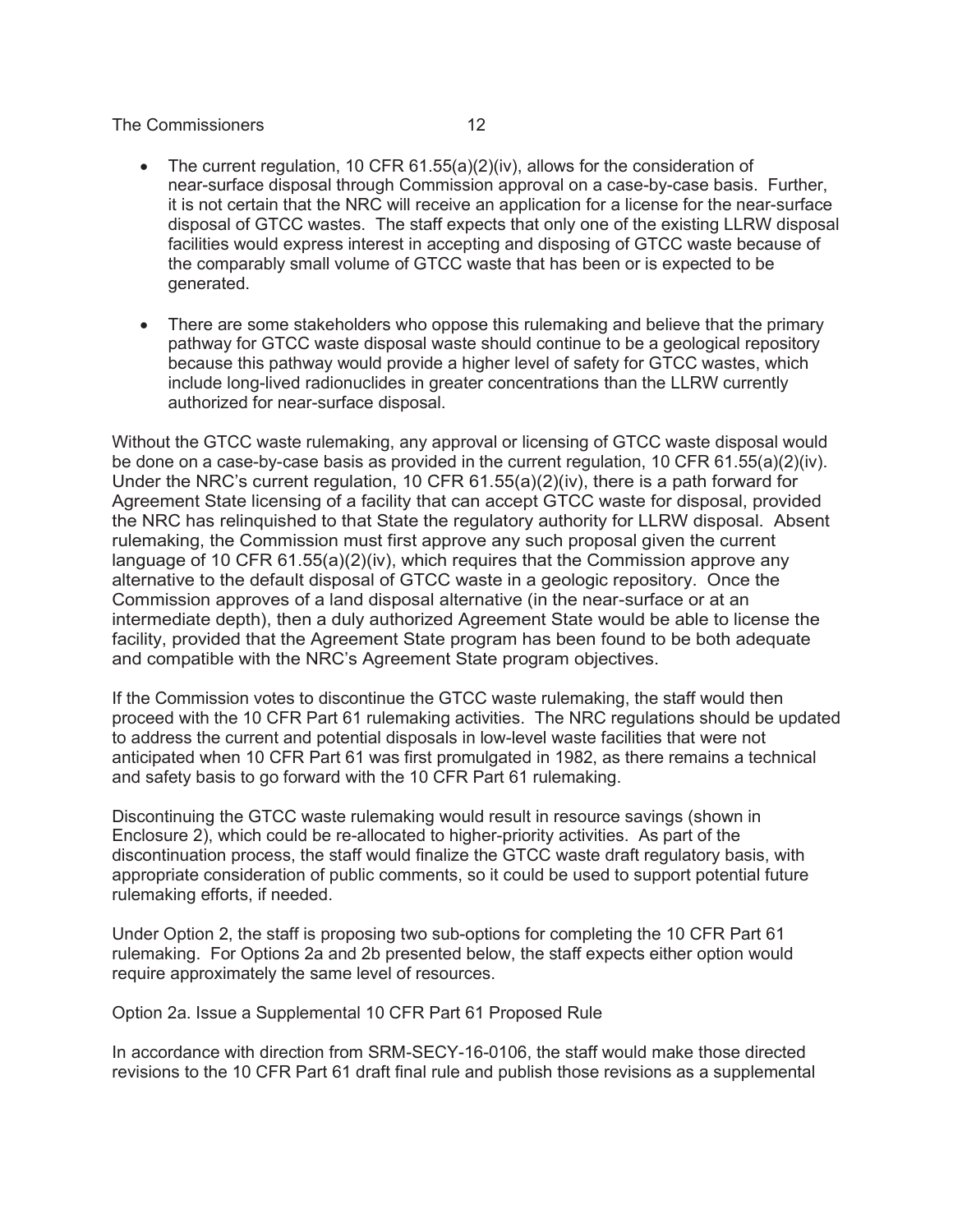- The current regulation, 10 CFR 61.55(a)(2)(iv), allows for the consideration of near-surface disposal through Commission approval on a case-by-case basis. Further, it is not certain that the NRC will receive an application for a license for the near-surface disposal of GTCC wastes. The staff expects that only one of the existing LLRW disposal facilities would express interest in accepting and disposing of GTCC waste because of the comparably small volume of GTCC waste that has been or is expected to be generated.

- There are some stakeholders who oppose this rulemaking and believe that the primary pathway for GTCC waste disposal waste should continue to be a geological repository because this pathway would provide a higher level of safety for GTCC wastes, which include long-lived radionuclides in greater concentrations than the LLRW currently authorized for near-surface disposal.

Without the GTCC waste rulemaking, any approval or licensing of GTCC waste disposal would be done on a case-by-case basis as provided in the current regulation, 10 CFR 61.55(a)(2)(iv). Under the NRC's current regulation, 10 CFR 61.55(a)(2)(iv), there is a path forward for Agreement State licensing of a facility that can accept GTCC waste for disposal, provided the NRC has relinquished to that State the regulatory authority for LLRW disposal. Absent rulemaking, the Commission must first approve any such proposal given the current language of 10 CFR 61.55(a)(2)(iv), which requires that the Commission approve any alternative to the default disposal of GTCC waste in a geologic repository. Once the Commission approves of a land disposal alternative (in the near-surface or at an intermediate depth), then a duly authorized Agreement State would be able to license the facility, provided that the Agreement State program has been found to be both adequate and compatible with the NRC's Agreement State program objectives.

If the Commission votes to discontinue the GTCC waste rulemaking, the staff would then proceed with the 10 CFR Part 61 rulemaking activities. The NRC regulations should be updated to address the current and potential disposals in low-level waste facilities that were not anticipated when 10 CFR Part 61 was first promulgated in 1982, as there remains a technical and safety basis to go forward with the 10 CFR Part 61 rulemaking.

Discontinuing the GTCC waste rulemaking would result in resource savings (shown in Enclosure 2), which could be re-allocated to higher-priority activities. As part of the discontinuation process, the staff would finalize the GTCC waste draft regulatory basis, with appropriate consideration of public comments, so it could be used to support potential future rulemaking efforts, if needed.

Under Option 2, the staff is proposing two sub-options for completing the 10 CFR Part 61 rulemaking. For Options 2a and 2b presented below, the staff expects either option would require approximately the same level of resources.

Option 2a. Issue a Supplemental 10 CFR Part 61 Proposed Rule

In accordance with direction from SRM-SECY-16-0106, the staff would make those directed revisions to the 10 CFR Part 61 draft final rule and publish those revisions as a supplemental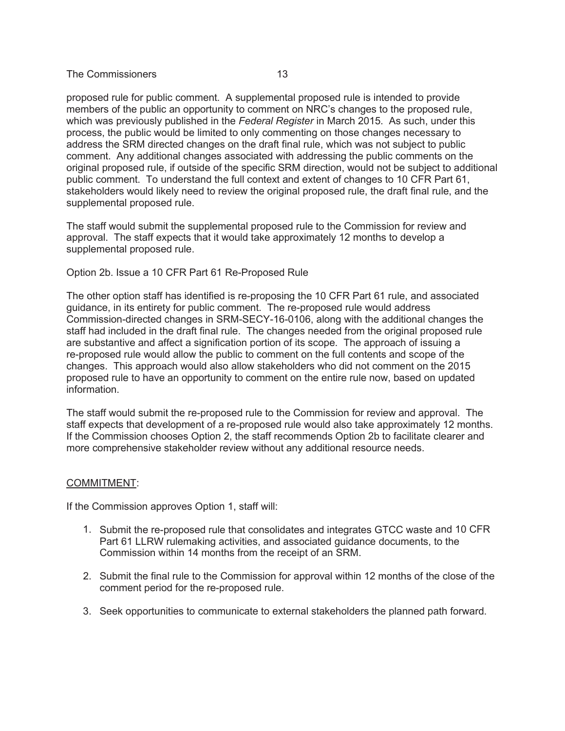proposed rule for public comment. A supplemental proposed rule is intended to provide members of the public an opportunity to comment on NRC's changes to the proposed rule, which was previously published in the *Federal Register* in March 2015. As such, under this process, the public would be limited to only commenting on those changes necessary to address the SRM directed changes on the draft final rule, which was not subject to public comment. Any additional changes associated with addressing the public comments on the original proposed rule, if outside of the specific SRM direction, would not be subject to additional public comment. To understand the full context and extent of changes to 10 CFR Part 61, stakeholders would likely need to review the original proposed rule, the draft final rule, and the supplemental proposed rule.

The staff would submit the supplemental proposed rule to the Commission for review and approval. The staff expects that it would take approximately 12 months to develop a supplemental proposed rule.

Option 2b. Issue a 10 CFR Part 61 Re-Proposed Rule

The other option staff has identified is re-proposing the 10 CFR Part 61 rule, and associated guidance, in its entirety for public comment. The re-proposed rule would address Commission-directed changes in SRM-SECY-16-0106, along with the additional changes the staff had included in the draft final rule. The changes needed from the original proposed rule are substantive and affect a signification portion of its scope. The approach of issuing a re-proposed rule would allow the public to comment on the full contents and scope of the changes. This approach would also allow stakeholders who did not comment on the 2015 proposed rule to have an opportunity to comment on the entire rule now, based on updated information.

The staff would submit the re-proposed rule to the Commission for review and approval. The staff expects that development of a re-proposed rule would also take approximately 12 months. If the Commission chooses Option 2, the staff recommends Option 2b to facilitate clearer and more comprehensive stakeholder review without any additional resource needs.

COMMITMENT:

If the Commission approves Option 1, staff will:

1. Submit the re-proposed rule that consolidates and integrates GTCC waste and 10 CFR Part 61 LLRW rulemaking activities, and associated guidance documents, to the Commission within 14 months from the receipt of an SRM.
2. Submit the final rule to the Commission for approval within 12 months of the close of the comment period for the re-proposed rule.
3. Seek opportunities to communicate to external stakeholders the planned path forward.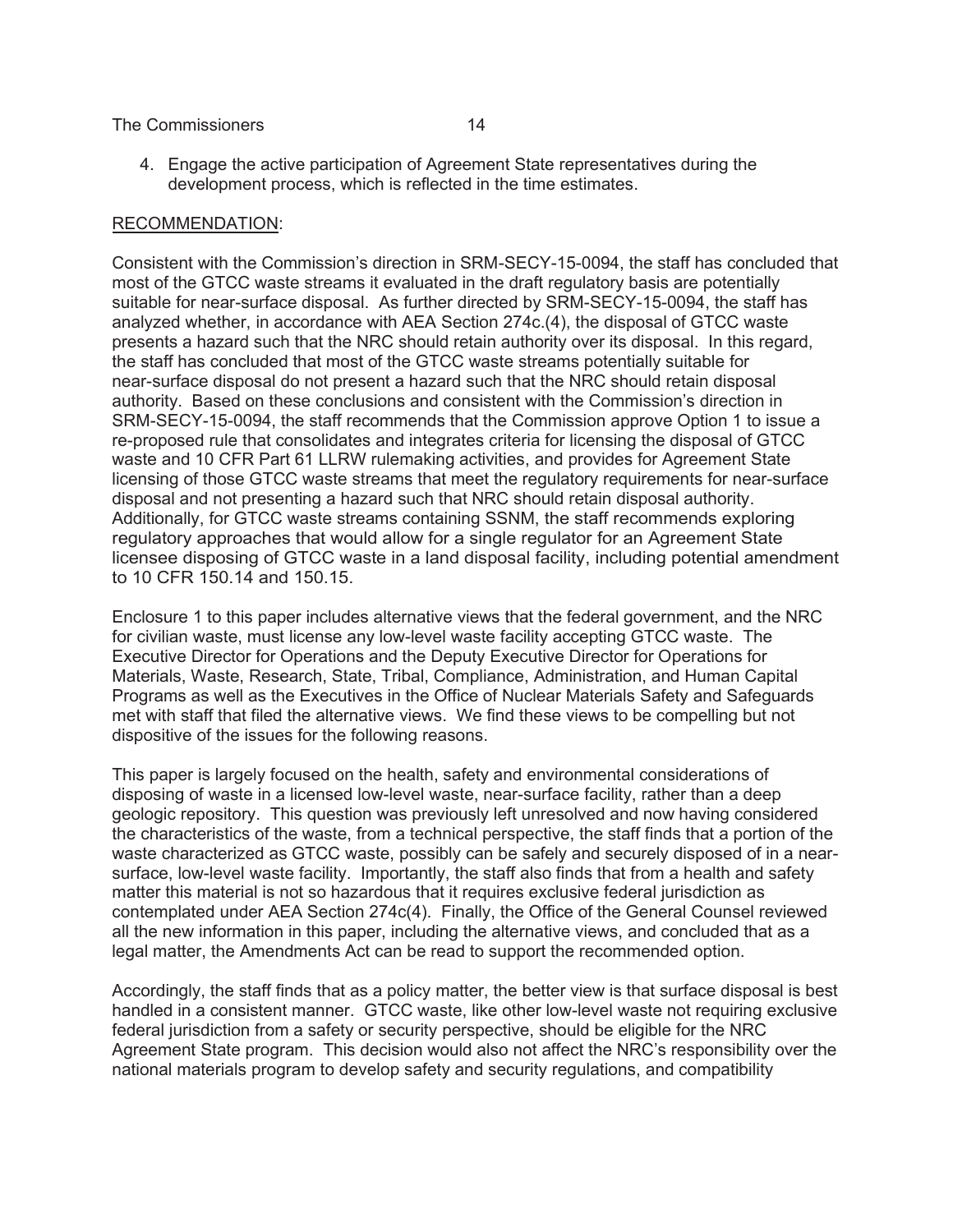4. Engage the active participation of Agreement State representatives during the development process, which is reflected in the time estimates.

RECOMMENDATION:

Consistent with the Commission's direction in SRM-SECY-15-0094, the staff has concluded that most of the GTCC waste streams it evaluated in the draft regulatory basis are potentially suitable for near-surface disposal. As further directed by SRM-SECY-15-0094, the staff has analyzed whether, in accordance with AEA Section 274c.(4), the disposal of GTCC waste presents a hazard such that the NRC should retain authority over its disposal. In this regard, the staff has concluded that most of the GTCC waste streams potentially suitable for near-surface disposal do not present a hazard such that the NRC should retain disposal authority. Based on these conclusions and consistent with the Commission's direction in SRM-SECY-15-0094, the staff recommends that the Commission approve Option 1 to issue a re-proposed rule that consolidates and integrates criteria for licensing the disposal of GTCC waste and 10 CFR Part 61 LLRW rulemaking activities, and provides for Agreement State licensing of those GTCC waste streams that meet the regulatory requirements for near-surface disposal and not presenting a hazard such that NRC should retain disposal authority. Additionally, for GTCC waste streams containing SSNM, the staff recommends exploring regulatory approaches that would allow for a single regulator for an Agreement State licensee disposing of GTCC waste in a land disposal facility, including potential amendment to 10 CFR 150.14 and 150.15.

Enclosure 1 to this paper includes alternative views that the federal government, and the NRC for civilian waste, must license any low-level waste facility accepting GTCC waste. The Executive Director for Operations and the Deputy Executive Director for Operations for Materials, Waste, Research, State, Tribal, Compliance, Administration, and Human Capital Programs as well as the Executives in the Office of Nuclear Materials Safety and Safeguards met with staff that filed the alternative views. We find these views to be compelling but not dispositive of the issues for the following reasons.

This paper is largely focused on the health, safety and environmental considerations of disposing of waste in a licensed low-level waste, near-surface facility, rather than a deep geologic repository. This question was previously left unresolved and now having considered the characteristics of the waste, from a technical perspective, the staff finds that a portion of the waste characterized as GTCC waste, possibly can be safely and securely disposed of in a near-surface, low-level waste facility. Importantly, the staff also finds that from a health and safety matter this material is not so hazardous that it requires exclusive federal jurisdiction as contemplated under AEA Section 274c(4). Finally, the Office of the General Counsel reviewed all the new information in this paper, including the alternative views, and concluded that as a legal matter, the Amendments Act can be read to support the recommended option.

Accordingly, the staff finds that as a policy matter, the better view is that surface disposal is best handled in a consistent manner. GTCC waste, like other low-level waste not requiring exclusive federal jurisdiction from a safety or security perspective, should be eligible for the NRC Agreement State program. This decision would also not affect the NRC's responsibility over the national materials program to develop safety and security regulations, and compatibility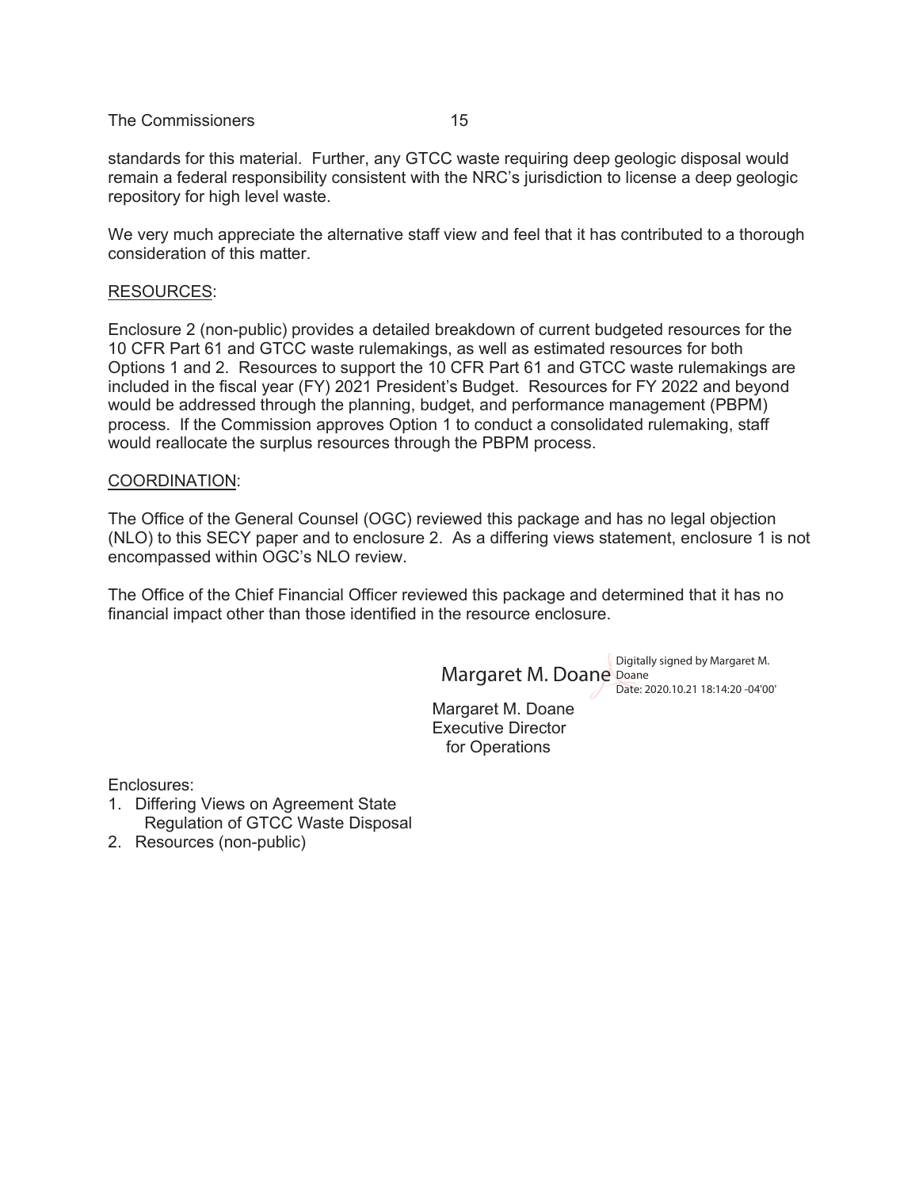standards for this material. Further, any GTCC waste requiring deep geologic disposal would remain a federal responsibility consistent with the NRC's jurisdiction to license a deep geologic repository for high level waste.

We very much appreciate the alternative staff view and feel that it has contributed to a thorough consideration of this matter.

RESOURCES:

Enclosure 2 (non-public) provides a detailed breakdown of current budgeted resources for the 10 CFR Part 61 and GTCC waste rulemakings, as well as estimated resources for both Options 1 and 2. Resources to support the 10 CFR Part 61 and GTCC waste rulemakings are included in the fiscal year (FY) 2021 President's Budget. Resources for FY 2022 and beyond would be addressed through the planning, budget, and performance management (PBPM) process. If the Commission approves Option 1 to conduct a consolidated rulemaking, staff would reallocate the surplus resources through the PBPM process.

COORDINATION:

The Office of the General Counsel (OGC) reviewed this package and has no legal objection (NLO) to this SECY paper and to enclosure 2. As a differing views statement, enclosure 1 is not encompassed within OGC's NLO review.

The Office of the Chief Financial Officer reviewed this package and determined that it has no financial impact other than those identified in the resource enclosure.

Margaret M. Doane Digitally signed by Margaret M. Doane
Date: 2020.10.21 18:14:20 -04'00'

Margaret M. Doane
Executive Director
for Operations

Enclosures:
1. Differing Views on Agreement State Regulation of GTCC Waste Disposal
2. Resources (non-public)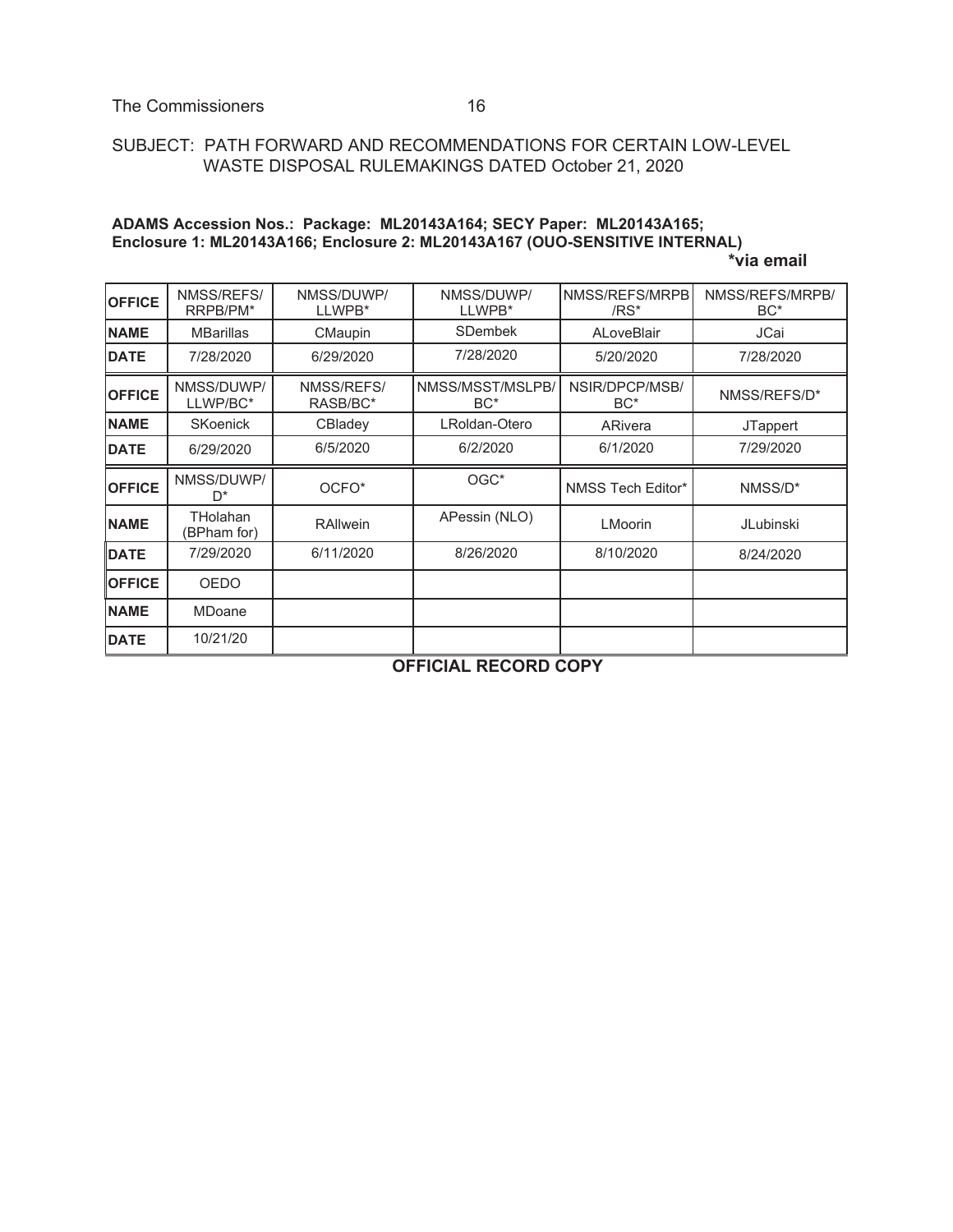SUBJECT: PATH FORWARD AND RECOMMENDATIONS FOR CERTAIN LOW-LEVEL WASTE DISPOSAL RULEMAKINGS DATED October 21, 2020

**ADAMS Accession Nos.: Package: ML20143A164; SECY Paper: ML20143A165; Enclosure 1: ML20143A166; Enclosure 2: ML20143A167 (OUO-SENSITIVE INTERNAL)**

**\*via email**

| | | | | | |
|---|---|---|---|---|---|
| **OFFICE** | NMSS/REFS/RRPB/PM* | NMSS/DUWP/LLWPB* | NMSS/DUWP/LLWPB* | NMSS/REFS/MRPB/RS* | NMSS/REFS/MRPB/BC* |
| **NAME** | MBarillas | CMaupin | SDembek | ALoveBlair | JCai |
| **DATE** | 7/28/2020 | 6/29/2020 | 7/28/2020 | 5/20/2020 | 7/28/2020 |
| **OFFICE** | NMSS/DUWP/LLWP/BC* | NMSS/REFS/RASB/BC* | NMSS/MSST/MSLPB/BC* | NSIR/DPCP/MSB/BC* | NMSS/REFS/D* |
| **NAME** | SKoenick | CBladey | LRoldan-Otero | ARivera | JTappert |
| **DATE** | 6/29/2020 | 6/5/2020 | 6/2/2020 | 6/1/2020 | 7/29/2020 |
| **OFFICE** | NMSS/DUWP/D* | OCFO* | OGC* | NMSS Tech Editor* | NMSS/D* |
| **NAME** | THolahan (BPham for) | RAllwein | APessin (NLO) | LMoorin | JLubinski |
| **DATE** | 7/29/2020 | 6/11/2020 | 8/26/2020 | 8/10/2020 | 8/24/2020 |
| **OFFICE** | OEDO | | | | |
| **NAME** | MDoane | | | | |
| **DATE** | 10/21/20 | | | | |

**OFFICIAL RECORD COPY**